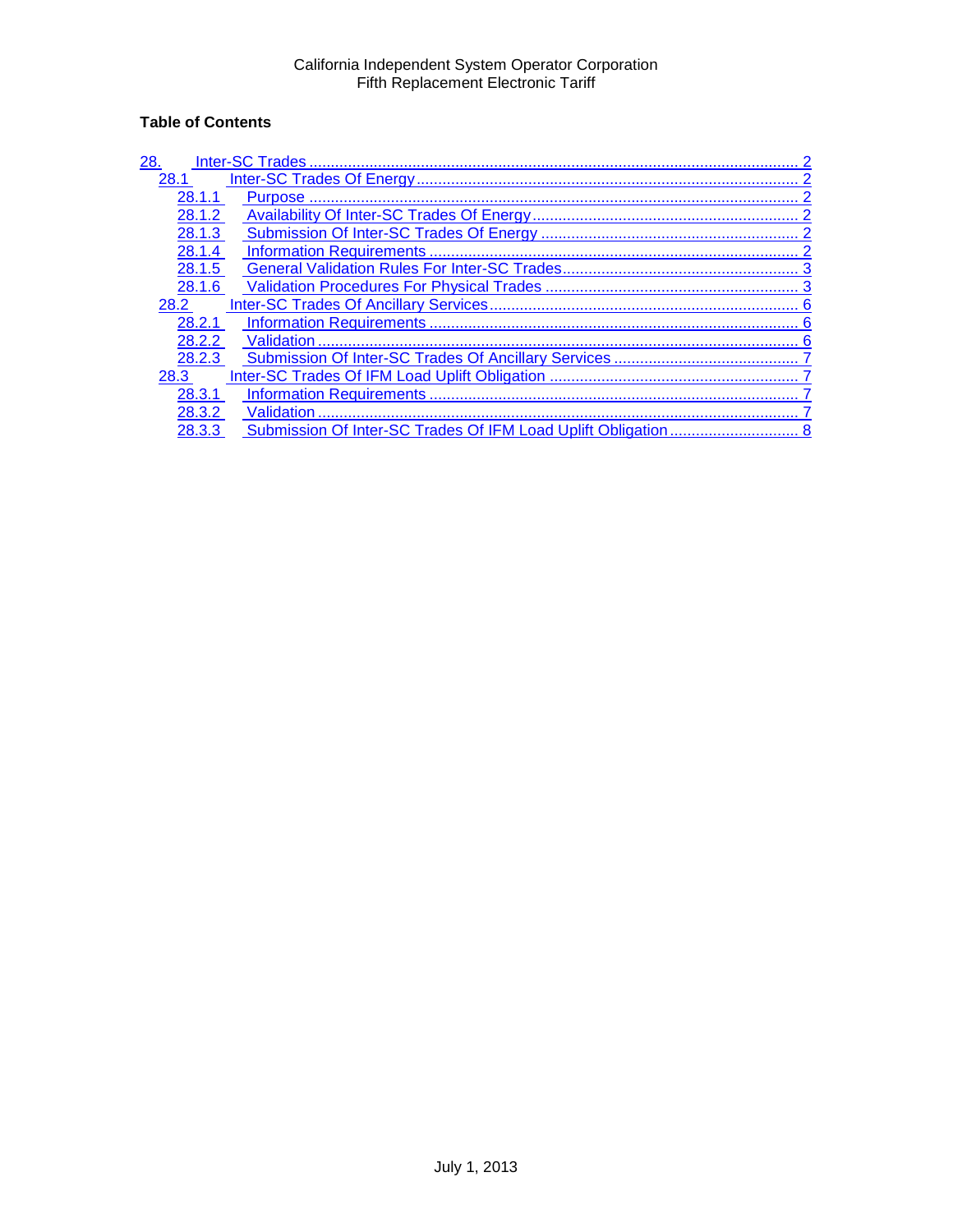California Independent System Operator Corporation
Fifth Replacement Electronic Tariff

**Table of Contents**

28. Inter-SC Trades ........ 2
  - 28.1 Inter-SC Trades Of Energy ........ 2
    - 28.1.1 Purpose ........ 2
    - 28.1.2 Availability Of Inter-SC Trades Of Energy ........ 2
    - 28.1.3 Submission Of Inter-SC Trades Of Energy ........ 2
    - 28.1.4 Information Requirements ........ 2
    - 28.1.5 General Validation Rules For Inter-SC Trades ........ 3
    - 28.1.6 Validation Procedures For Physical Trades ........ 3
  - 28.2 Inter-SC Trades Of Ancillary Services ........ 6
    - 28.2.1 Information Requirements ........ 6
    - 28.2.2 Validation ........ 6
    - 28.2.3 Submission Of Inter-SC Trades Of Ancillary Services ........ 7
  - 28.3 Inter-SC Trades Of IFM Load Uplift Obligation ........ 7
    - 28.3.1 Information Requirements ........ 7
    - 28.3.2 Validation ........ 7
    - 28.3.3 Submission Of Inter-SC Trades Of IFM Load Uplift Obligation ........ 8

July 1, 2013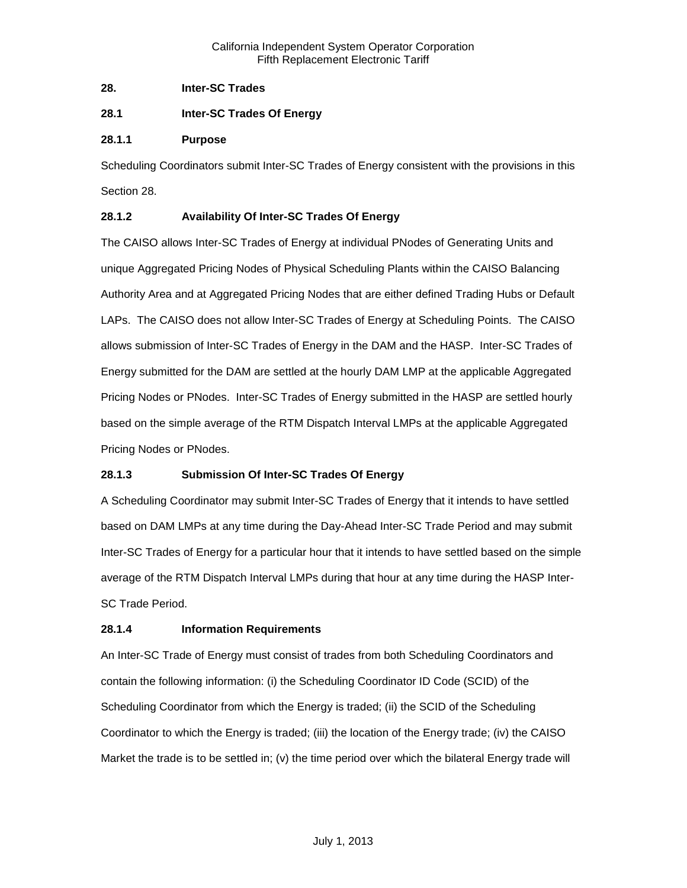## 28. Inter-SC Trades

### 28.1 Inter-SC Trades Of Energy

#### 28.1.1 Purpose

Scheduling Coordinators submit Inter-SC Trades of Energy consistent with the provisions in this Section 28.

#### 28.1.2 Availability Of Inter-SC Trades Of Energy

The CAISO allows Inter-SC Trades of Energy at individual PNodes of Generating Units and unique Aggregated Pricing Nodes of Physical Scheduling Plants within the CAISO Balancing Authority Area and at Aggregated Pricing Nodes that are either defined Trading Hubs or Default LAPs. The CAISO does not allow Inter-SC Trades of Energy at Scheduling Points. The CAISO allows submission of Inter-SC Trades of Energy in the DAM and the HASP. Inter-SC Trades of Energy submitted for the DAM are settled at the hourly DAM LMP at the applicable Aggregated Pricing Nodes or PNodes. Inter-SC Trades of Energy submitted in the HASP are settled hourly based on the simple average of the RTM Dispatch Interval LMPs at the applicable Aggregated Pricing Nodes or PNodes.

#### 28.1.3 Submission Of Inter-SC Trades Of Energy

A Scheduling Coordinator may submit Inter-SC Trades of Energy that it intends to have settled based on DAM LMPs at any time during the Day-Ahead Inter-SC Trade Period and may submit Inter-SC Trades of Energy for a particular hour that it intends to have settled based on the simple average of the RTM Dispatch Interval LMPs during that hour at any time during the HASP Inter-SC Trade Period.

#### 28.1.4 Information Requirements

An Inter-SC Trade of Energy must consist of trades from both Scheduling Coordinators and contain the following information: (i) the Scheduling Coordinator ID Code (SCID) of the Scheduling Coordinator from which the Energy is traded; (ii) the SCID of the Scheduling Coordinator to which the Energy is traded; (iii) the location of the Energy trade; (iv) the CAISO Market the trade is to be settled in; (v) the time period over which the bilateral Energy trade will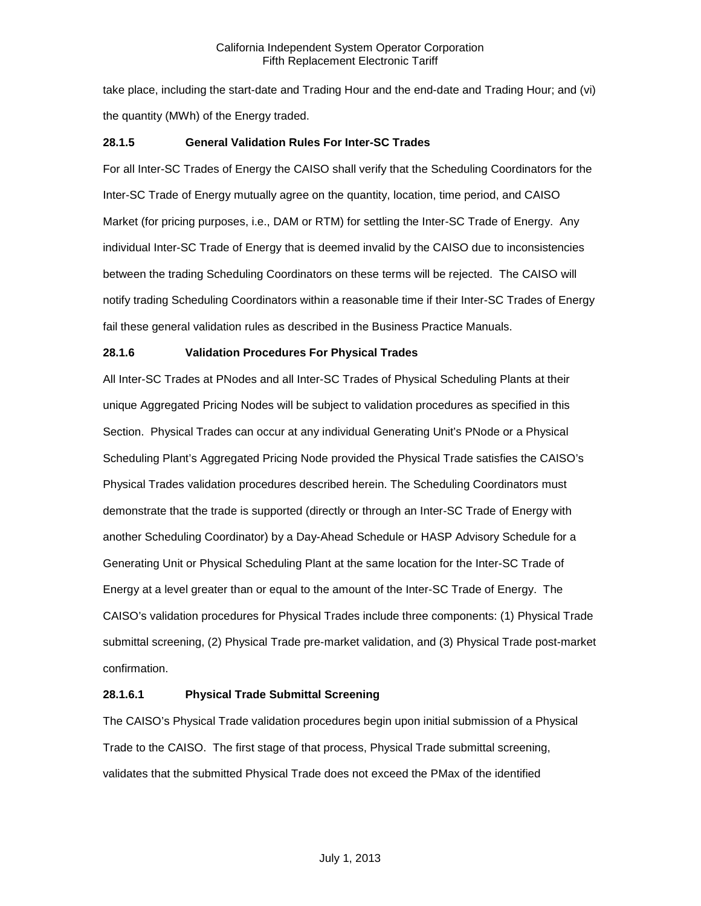take place, including the start-date and Trading Hour and the end-date and Trading Hour; and (vi) the quantity (MWh) of the Energy traded.

### 28.1.5 General Validation Rules For Inter-SC Trades

For all Inter-SC Trades of Energy the CAISO shall verify that the Scheduling Coordinators for the Inter-SC Trade of Energy mutually agree on the quantity, location, time period, and CAISO Market (for pricing purposes, i.e., DAM or RTM) for settling the Inter-SC Trade of Energy. Any individual Inter-SC Trade of Energy that is deemed invalid by the CAISO due to inconsistencies between the trading Scheduling Coordinators on these terms will be rejected. The CAISO will notify trading Scheduling Coordinators within a reasonable time if their Inter-SC Trades of Energy fail these general validation rules as described in the Business Practice Manuals.

### 28.1.6 Validation Procedures For Physical Trades

All Inter-SC Trades at PNodes and all Inter-SC Trades of Physical Scheduling Plants at their unique Aggregated Pricing Nodes will be subject to validation procedures as specified in this Section. Physical Trades can occur at any individual Generating Unit's PNode or a Physical Scheduling Plant's Aggregated Pricing Node provided the Physical Trade satisfies the CAISO's Physical Trades validation procedures described herein. The Scheduling Coordinators must demonstrate that the trade is supported (directly or through an Inter-SC Trade of Energy with another Scheduling Coordinator) by a Day-Ahead Schedule or HASP Advisory Schedule for a Generating Unit or Physical Scheduling Plant at the same location for the Inter-SC Trade of Energy at a level greater than or equal to the amount of the Inter-SC Trade of Energy. The CAISO's validation procedures for Physical Trades include three components: (1) Physical Trade submittal screening, (2) Physical Trade pre-market validation, and (3) Physical Trade post-market confirmation.

#### 28.1.6.1 Physical Trade Submittal Screening

The CAISO's Physical Trade validation procedures begin upon initial submission of a Physical Trade to the CAISO. The first stage of that process, Physical Trade submittal screening, validates that the submitted Physical Trade does not exceed the PMax of the identified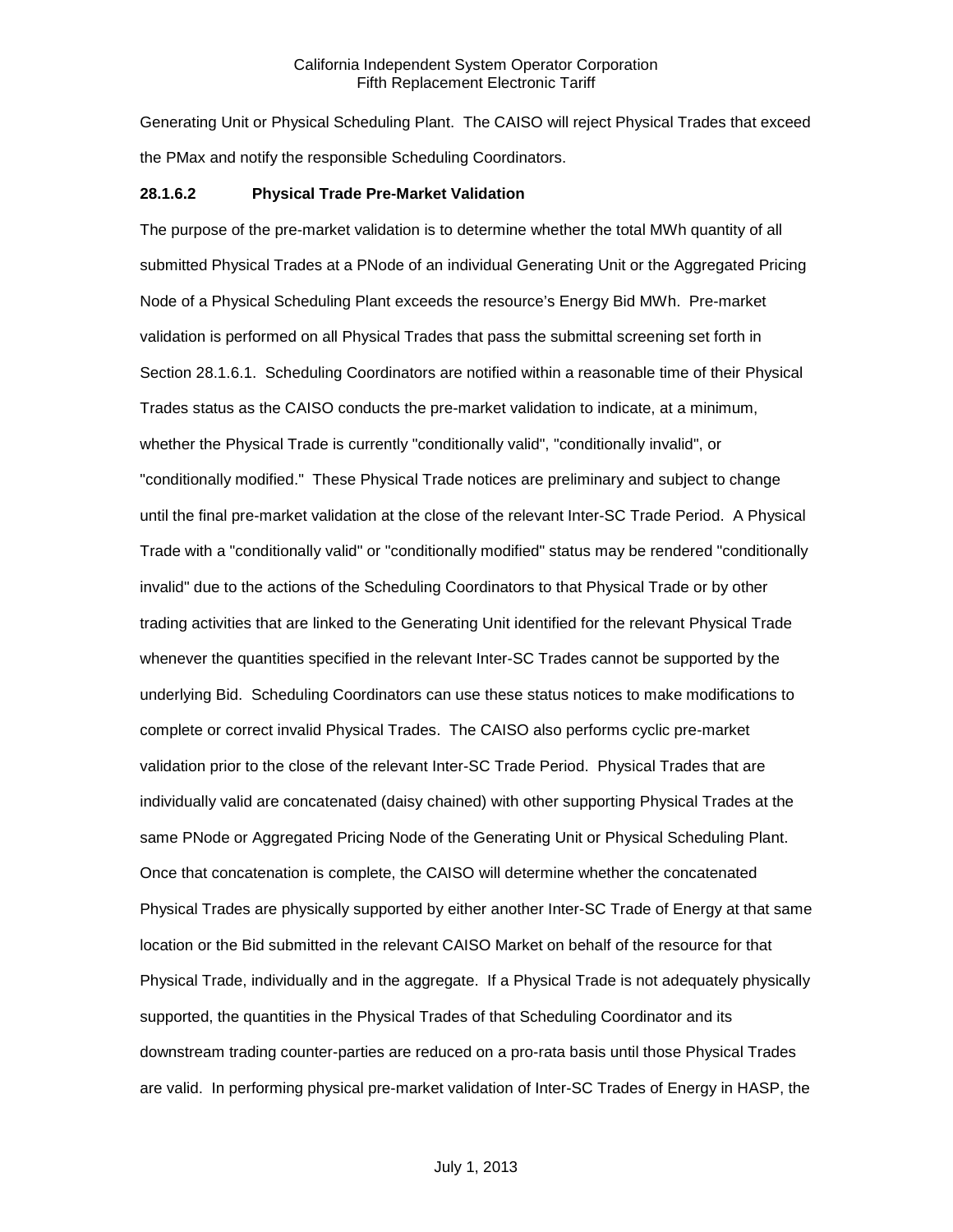Generating Unit or Physical Scheduling Plant. The CAISO will reject Physical Trades that exceed the PMax and notify the responsible Scheduling Coordinators.

**28.1.6.2 Physical Trade Pre-Market Validation**

The purpose of the pre-market validation is to determine whether the total MWh quantity of all submitted Physical Trades at a PNode of an individual Generating Unit or the Aggregated Pricing Node of a Physical Scheduling Plant exceeds the resource's Energy Bid MWh. Pre-market validation is performed on all Physical Trades that pass the submittal screening set forth in Section 28.1.6.1. Scheduling Coordinators are notified within a reasonable time of their Physical Trades status as the CAISO conducts the pre-market validation to indicate, at a minimum, whether the Physical Trade is currently "conditionally valid", "conditionally invalid", or "conditionally modified." These Physical Trade notices are preliminary and subject to change until the final pre-market validation at the close of the relevant Inter-SC Trade Period. A Physical Trade with a "conditionally valid" or "conditionally modified" status may be rendered "conditionally invalid" due to the actions of the Scheduling Coordinators to that Physical Trade or by other trading activities that are linked to the Generating Unit identified for the relevant Physical Trade whenever the quantities specified in the relevant Inter-SC Trades cannot be supported by the underlying Bid. Scheduling Coordinators can use these status notices to make modifications to complete or correct invalid Physical Trades. The CAISO also performs cyclic pre-market validation prior to the close of the relevant Inter-SC Trade Period. Physical Trades that are individually valid are concatenated (daisy chained) with other supporting Physical Trades at the same PNode or Aggregated Pricing Node of the Generating Unit or Physical Scheduling Plant. Once that concatenation is complete, the CAISO will determine whether the concatenated Physical Trades are physically supported by either another Inter-SC Trade of Energy at that same location or the Bid submitted in the relevant CAISO Market on behalf of the resource for that Physical Trade, individually and in the aggregate. If a Physical Trade is not adequately physically supported, the quantities in the Physical Trades of that Scheduling Coordinator and its downstream trading counter-parties are reduced on a pro-rata basis until those Physical Trades are valid. In performing physical pre-market validation of Inter-SC Trades of Energy in HASP, the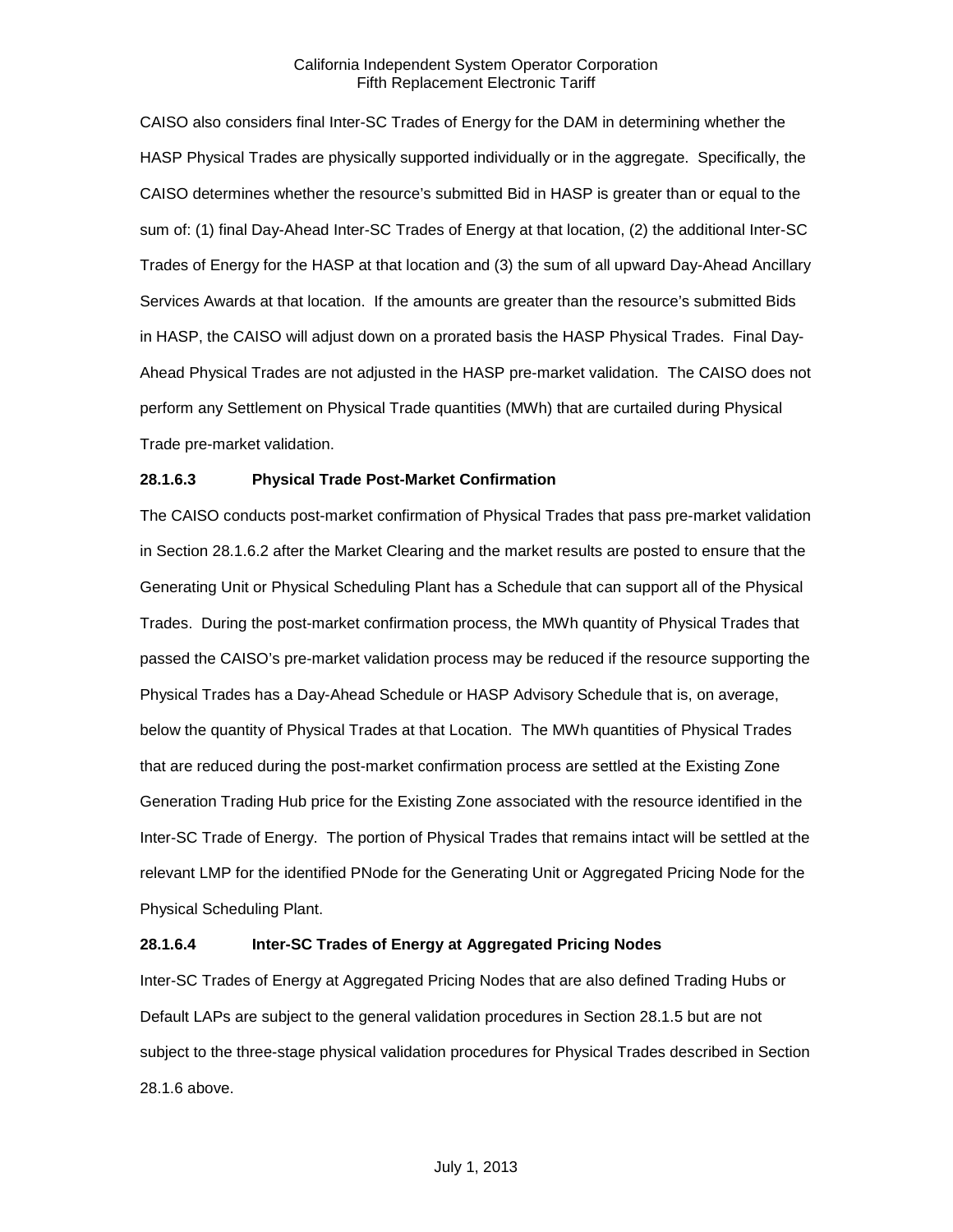CAISO also considers final Inter-SC Trades of Energy for the DAM in determining whether the HASP Physical Trades are physically supported individually or in the aggregate. Specifically, the CAISO determines whether the resource's submitted Bid in HASP is greater than or equal to the sum of: (1) final Day-Ahead Inter-SC Trades of Energy at that location, (2) the additional Inter-SC Trades of Energy for the HASP at that location and (3) the sum of all upward Day-Ahead Ancillary Services Awards at that location. If the amounts are greater than the resource's submitted Bids in HASP, the CAISO will adjust down on a prorated basis the HASP Physical Trades. Final Day-Ahead Physical Trades are not adjusted in the HASP pre-market validation. The CAISO does not perform any Settlement on Physical Trade quantities (MWh) that are curtailed during Physical Trade pre-market validation.

**28.1.6.3 Physical Trade Post-Market Confirmation**

The CAISO conducts post-market confirmation of Physical Trades that pass pre-market validation in Section 28.1.6.2 after the Market Clearing and the market results are posted to ensure that the Generating Unit or Physical Scheduling Plant has a Schedule that can support all of the Physical Trades. During the post-market confirmation process, the MWh quantity of Physical Trades that passed the CAISO's pre-market validation process may be reduced if the resource supporting the Physical Trades has a Day-Ahead Schedule or HASP Advisory Schedule that is, on average, below the quantity of Physical Trades at that Location. The MWh quantities of Physical Trades that are reduced during the post-market confirmation process are settled at the Existing Zone Generation Trading Hub price for the Existing Zone associated with the resource identified in the Inter-SC Trade of Energy. The portion of Physical Trades that remains intact will be settled at the relevant LMP for the identified PNode for the Generating Unit or Aggregated Pricing Node for the Physical Scheduling Plant.

**28.1.6.4 Inter-SC Trades of Energy at Aggregated Pricing Nodes**

Inter-SC Trades of Energy at Aggregated Pricing Nodes that are also defined Trading Hubs or Default LAPs are subject to the general validation procedures in Section 28.1.5 but are not subject to the three-stage physical validation procedures for Physical Trades described in Section 28.1.6 above.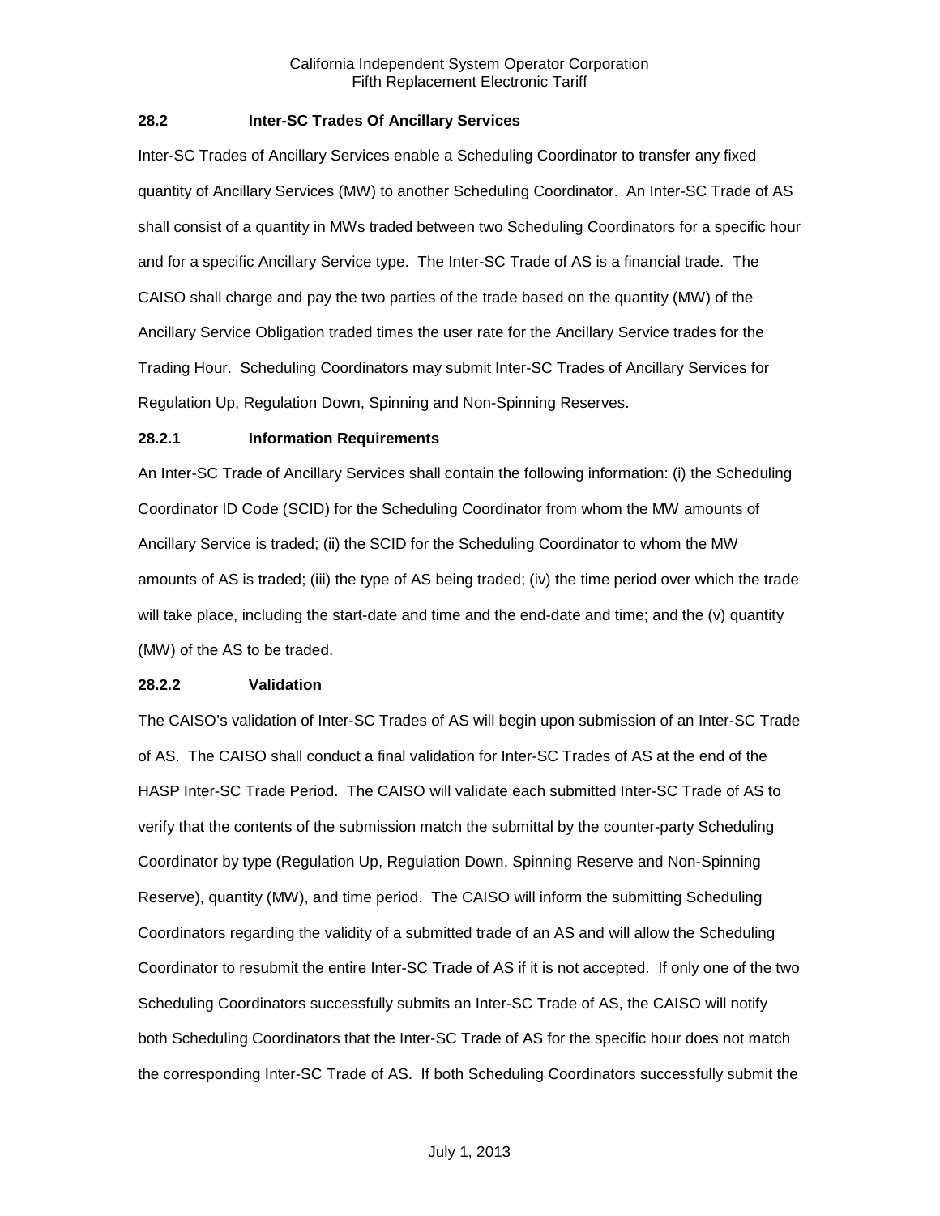## 28.2 Inter-SC Trades Of Ancillary Services

Inter-SC Trades of Ancillary Services enable a Scheduling Coordinator to transfer any fixed quantity of Ancillary Services (MW) to another Scheduling Coordinator. An Inter-SC Trade of AS shall consist of a quantity in MWs traded between two Scheduling Coordinators for a specific hour and for a specific Ancillary Service type. The Inter-SC Trade of AS is a financial trade. The CAISO shall charge and pay the two parties of the trade based on the quantity (MW) of the Ancillary Service Obligation traded times the user rate for the Ancillary Service trades for the Trading Hour. Scheduling Coordinators may submit Inter-SC Trades of Ancillary Services for Regulation Up, Regulation Down, Spinning and Non-Spinning Reserves.

### 28.2.1 Information Requirements

An Inter-SC Trade of Ancillary Services shall contain the following information: (i) the Scheduling Coordinator ID Code (SCID) for the Scheduling Coordinator from whom the MW amounts of Ancillary Service is traded; (ii) the SCID for the Scheduling Coordinator to whom the MW amounts of AS is traded; (iii) the type of AS being traded; (iv) the time period over which the trade will take place, including the start-date and time and the end-date and time; and the (v) quantity (MW) of the AS to be traded.

### 28.2.2 Validation

The CAISO's validation of Inter-SC Trades of AS will begin upon submission of an Inter-SC Trade of AS. The CAISO shall conduct a final validation for Inter-SC Trades of AS at the end of the HASP Inter-SC Trade Period. The CAISO will validate each submitted Inter-SC Trade of AS to verify that the contents of the submission match the submittal by the counter-party Scheduling Coordinator by type (Regulation Up, Regulation Down, Spinning Reserve and Non-Spinning Reserve), quantity (MW), and time period. The CAISO will inform the submitting Scheduling Coordinators regarding the validity of a submitted trade of an AS and will allow the Scheduling Coordinator to resubmit the entire Inter-SC Trade of AS if it is not accepted. If only one of the two Scheduling Coordinators successfully submits an Inter-SC Trade of AS, the CAISO will notify both Scheduling Coordinators that the Inter-SC Trade of AS for the specific hour does not match the corresponding Inter-SC Trade of AS. If both Scheduling Coordinators successfully submit the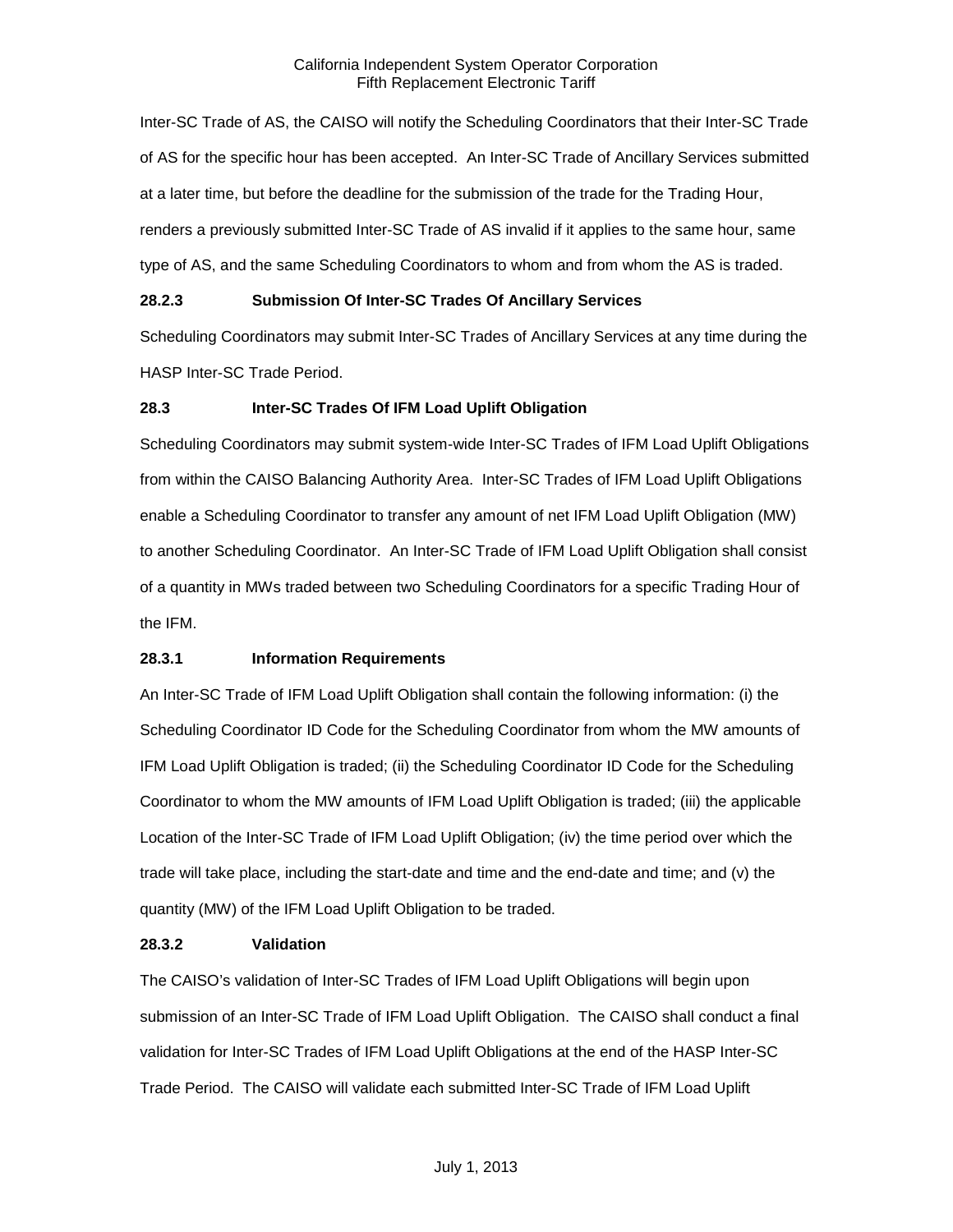Inter-SC Trade of AS, the CAISO will notify the Scheduling Coordinators that their Inter-SC Trade of AS for the specific hour has been accepted. An Inter-SC Trade of Ancillary Services submitted at a later time, but before the deadline for the submission of the trade for the Trading Hour, renders a previously submitted Inter-SC Trade of AS invalid if it applies to the same hour, same type of AS, and the same Scheduling Coordinators to whom and from whom the AS is traded.

**28.2.3 Submission Of Inter-SC Trades Of Ancillary Services**

Scheduling Coordinators may submit Inter-SC Trades of Ancillary Services at any time during the HASP Inter-SC Trade Period.

**28.3 Inter-SC Trades Of IFM Load Uplift Obligation**

Scheduling Coordinators may submit system-wide Inter-SC Trades of IFM Load Uplift Obligations from within the CAISO Balancing Authority Area. Inter-SC Trades of IFM Load Uplift Obligations enable a Scheduling Coordinator to transfer any amount of net IFM Load Uplift Obligation (MW) to another Scheduling Coordinator. An Inter-SC Trade of IFM Load Uplift Obligation shall consist of a quantity in MWs traded between two Scheduling Coordinators for a specific Trading Hour of the IFM.

**28.3.1 Information Requirements**

An Inter-SC Trade of IFM Load Uplift Obligation shall contain the following information: (i) the Scheduling Coordinator ID Code for the Scheduling Coordinator from whom the MW amounts of IFM Load Uplift Obligation is traded; (ii) the Scheduling Coordinator ID Code for the Scheduling Coordinator to whom the MW amounts of IFM Load Uplift Obligation is traded; (iii) the applicable Location of the Inter-SC Trade of IFM Load Uplift Obligation; (iv) the time period over which the trade will take place, including the start-date and time and the end-date and time; and (v) the quantity (MW) of the IFM Load Uplift Obligation to be traded.

**28.3.2 Validation**

The CAISO's validation of Inter-SC Trades of IFM Load Uplift Obligations will begin upon submission of an Inter-SC Trade of IFM Load Uplift Obligation. The CAISO shall conduct a final validation for Inter-SC Trades of IFM Load Uplift Obligations at the end of the HASP Inter-SC Trade Period. The CAISO will validate each submitted Inter-SC Trade of IFM Load Uplift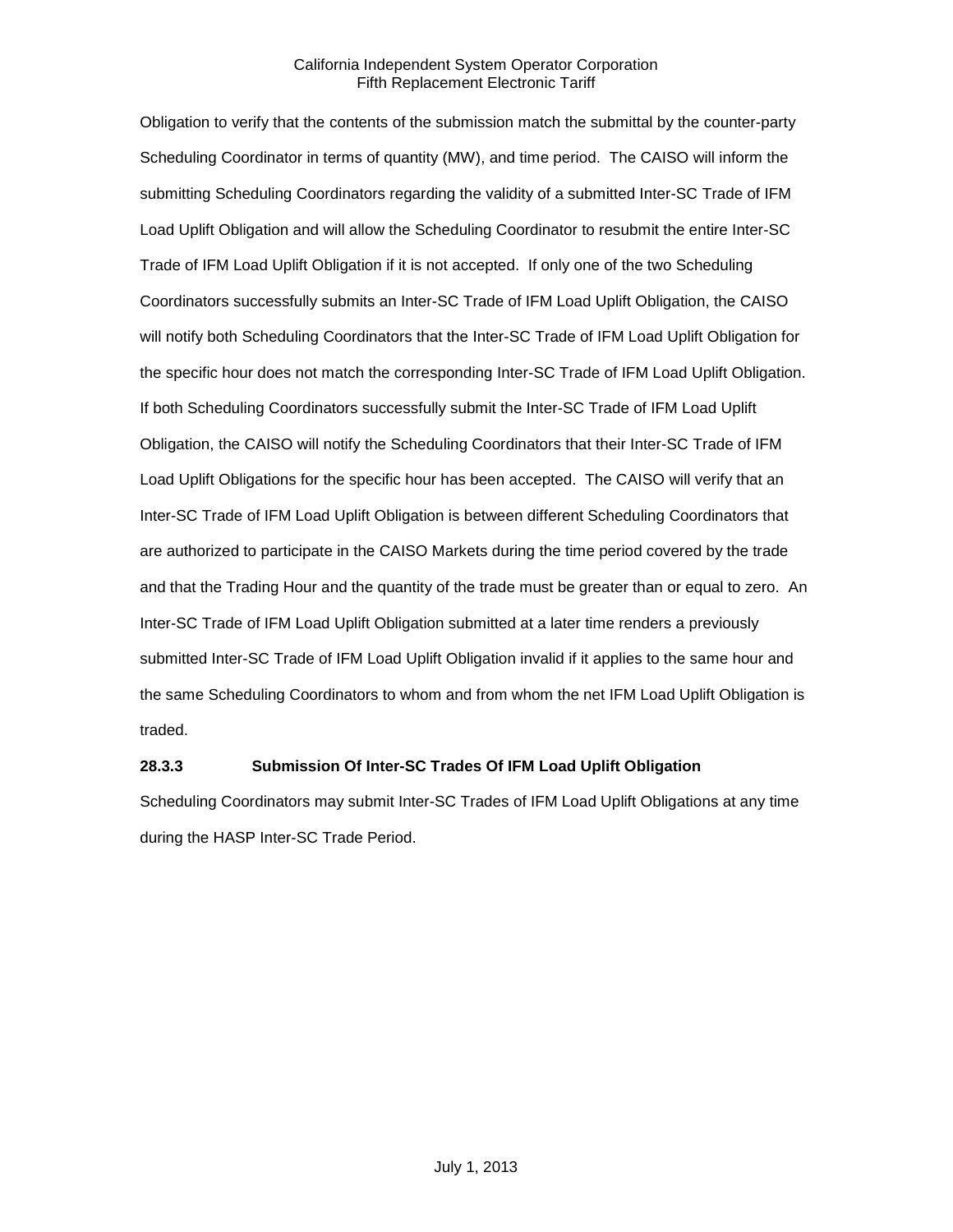Obligation to verify that the contents of the submission match the submittal by the counter-party Scheduling Coordinator in terms of quantity (MW), and time period. The CAISO will inform the submitting Scheduling Coordinators regarding the validity of a submitted Inter-SC Trade of IFM Load Uplift Obligation and will allow the Scheduling Coordinator to resubmit the entire Inter-SC Trade of IFM Load Uplift Obligation if it is not accepted. If only one of the two Scheduling Coordinators successfully submits an Inter-SC Trade of IFM Load Uplift Obligation, the CAISO will notify both Scheduling Coordinators that the Inter-SC Trade of IFM Load Uplift Obligation for the specific hour does not match the corresponding Inter-SC Trade of IFM Load Uplift Obligation. If both Scheduling Coordinators successfully submit the Inter-SC Trade of IFM Load Uplift Obligation, the CAISO will notify the Scheduling Coordinators that their Inter-SC Trade of IFM Load Uplift Obligations for the specific hour has been accepted. The CAISO will verify that an Inter-SC Trade of IFM Load Uplift Obligation is between different Scheduling Coordinators that are authorized to participate in the CAISO Markets during the time period covered by the trade and that the Trading Hour and the quantity of the trade must be greater than or equal to zero. An Inter-SC Trade of IFM Load Uplift Obligation submitted at a later time renders a previously submitted Inter-SC Trade of IFM Load Uplift Obligation invalid if it applies to the same hour and the same Scheduling Coordinators to whom and from whom the net IFM Load Uplift Obligation is traded.

**28.3.3 Submission Of Inter-SC Trades Of IFM Load Uplift Obligation**

Scheduling Coordinators may submit Inter-SC Trades of IFM Load Uplift Obligations at any time during the HASP Inter-SC Trade Period.